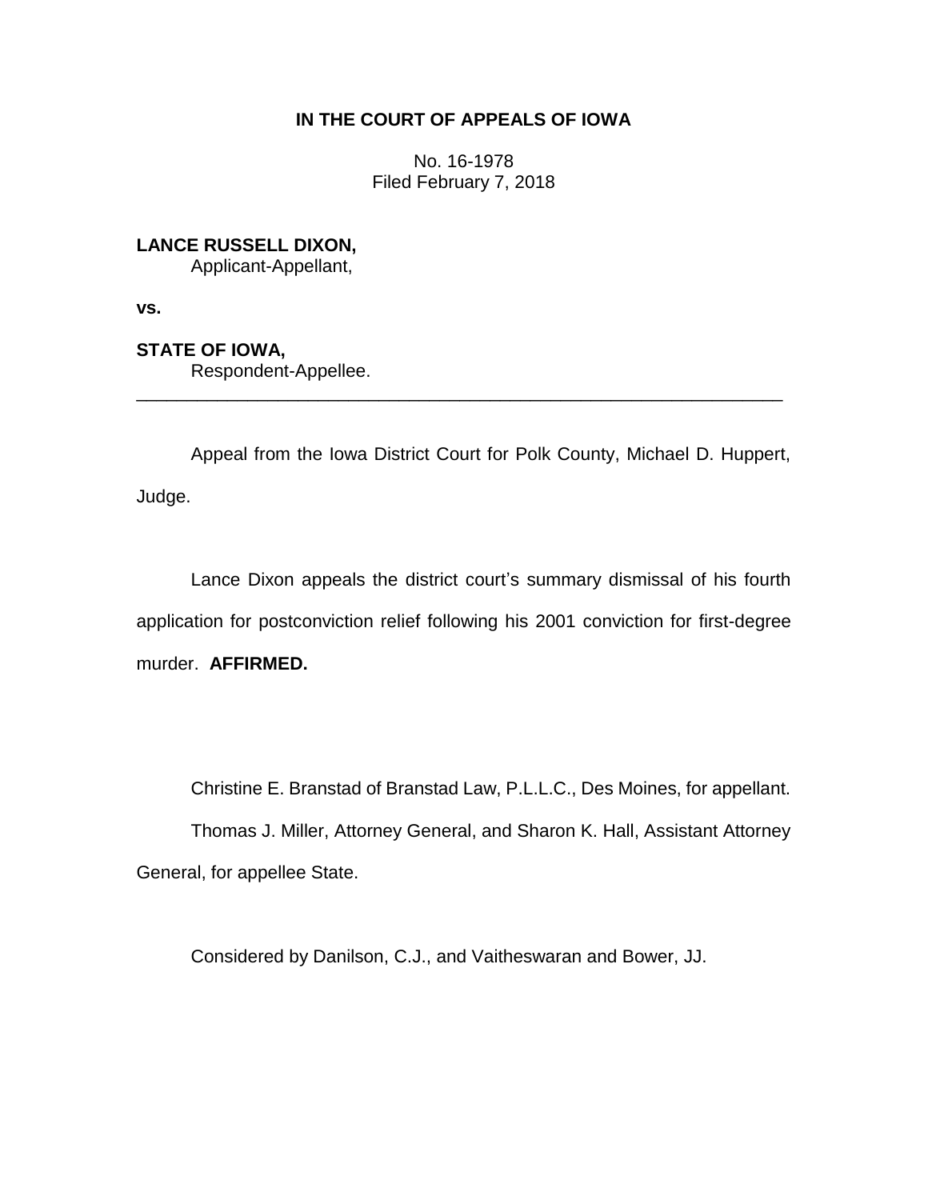# IN THE COURT OF APPEALS OF IOWA

No. 16-1978
Filed February 7, 2018

**LANCE RUSSELL DIXON,**
Applicant-Appellant,

**vs.**

**STATE OF IOWA,**
Respondent-Appellee.

---

Appeal from the Iowa District Court for Polk County, Michael D. Huppert, Judge.

Lance Dixon appeals the district court's summary dismissal of his fourth application for postconviction relief following his 2001 conviction for first-degree murder. **AFFIRMED.**

Christine E. Branstad of Branstad Law, P.L.L.C., Des Moines, for appellant.

Thomas J. Miller, Attorney General, and Sharon K. Hall, Assistant Attorney General, for appellee State.

Considered by Danilson, C.J., and Vaitheswaran and Bower, JJ.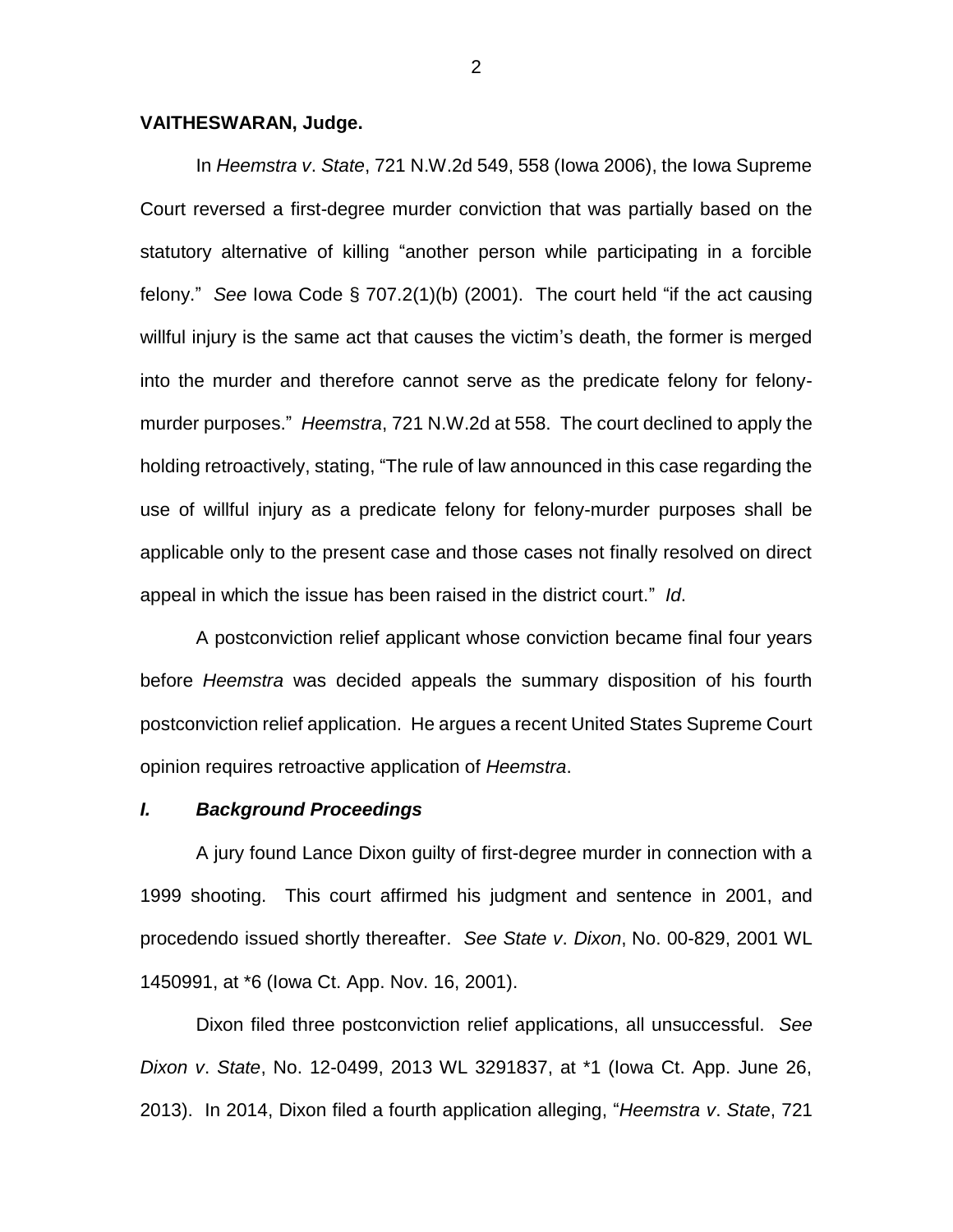**VAITHESWARAN, Judge.**

In *Heemstra v. State*, 721 N.W.2d 549, 558 (Iowa 2006), the Iowa Supreme Court reversed a first-degree murder conviction that was partially based on the statutory alternative of killing "another person while participating in a forcible felony." *See* Iowa Code § 707.2(1)(b) (2001). The court held "if the act causing willful injury is the same act that causes the victim's death, the former is merged into the murder and therefore cannot serve as the predicate felony for felony-murder purposes." *Heemstra*, 721 N.W.2d at 558. The court declined to apply the holding retroactively, stating, "The rule of law announced in this case regarding the use of willful injury as a predicate felony for felony-murder purposes shall be applicable only to the present case and those cases not finally resolved on direct appeal in which the issue has been raised in the district court." *Id*.

A postconviction relief applicant whose conviction became final four years before *Heemstra* was decided appeals the summary disposition of his fourth postconviction relief application. He argues a recent United States Supreme Court opinion requires retroactive application of *Heemstra*.

## *I. Background Proceedings*

A jury found Lance Dixon guilty of first-degree murder in connection with a 1999 shooting. This court affirmed his judgment and sentence in 2001, and procedendo issued shortly thereafter. *See State v. Dixon*, No. 00-829, 2001 WL 1450991, at *6 (Iowa Ct. App. Nov. 16, 2001).

Dixon filed three postconviction relief applications, all unsuccessful. *See Dixon v. State*, No. 12-0499, 2013 WL 3291837, at *1 (Iowa Ct. App. June 26, 2013). In 2014, Dixon filed a fourth application alleging, "*Heemstra v. State*, 721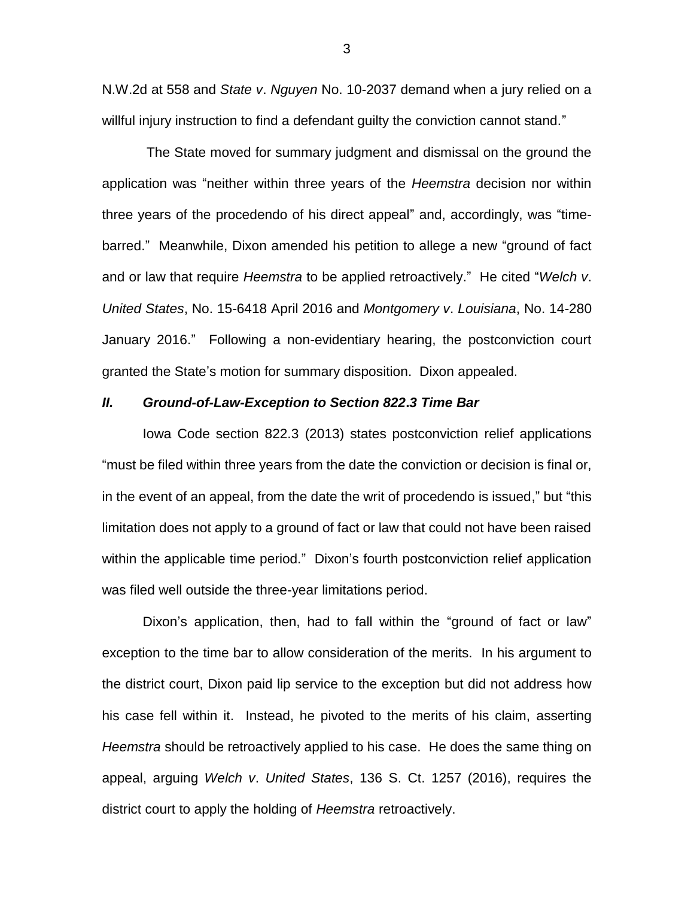N.W.2d at 558 and *State v. Nguyen* No. 10-2037 demand when a jury relied on a willful injury instruction to find a defendant guilty the conviction cannot stand."

The State moved for summary judgment and dismissal on the ground the application was "neither within three years of the *Heemstra* decision nor within three years of the procedendo of his direct appeal" and, accordingly, was "time-barred." Meanwhile, Dixon amended his petition to allege a new "ground of fact and or law that require *Heemstra* to be applied retroactively." He cited "*Welch v. United States*, No. 15-6418 April 2016 and *Montgomery v. Louisiana*, No. 14-280 January 2016." Following a non-evidentiary hearing, the postconviction court granted the State's motion for summary disposition. Dixon appealed.

## *II. Ground-of-Law-Exception to Section 822.3 Time Bar*

Iowa Code section 822.3 (2013) states postconviction relief applications "must be filed within three years from the date the conviction or decision is final or, in the event of an appeal, from the date the writ of procedendo is issued," but "this limitation does not apply to a ground of fact or law that could not have been raised within the applicable time period." Dixon's fourth postconviction relief application was filed well outside the three-year limitations period.

Dixon's application, then, had to fall within the "ground of fact or law" exception to the time bar to allow consideration of the merits. In his argument to the district court, Dixon paid lip service to the exception but did not address how his case fell within it. Instead, he pivoted to the merits of his claim, asserting *Heemstra* should be retroactively applied to his case. He does the same thing on appeal, arguing *Welch v. United States*, 136 S. Ct. 1257 (2016), requires the district court to apply the holding of *Heemstra* retroactively.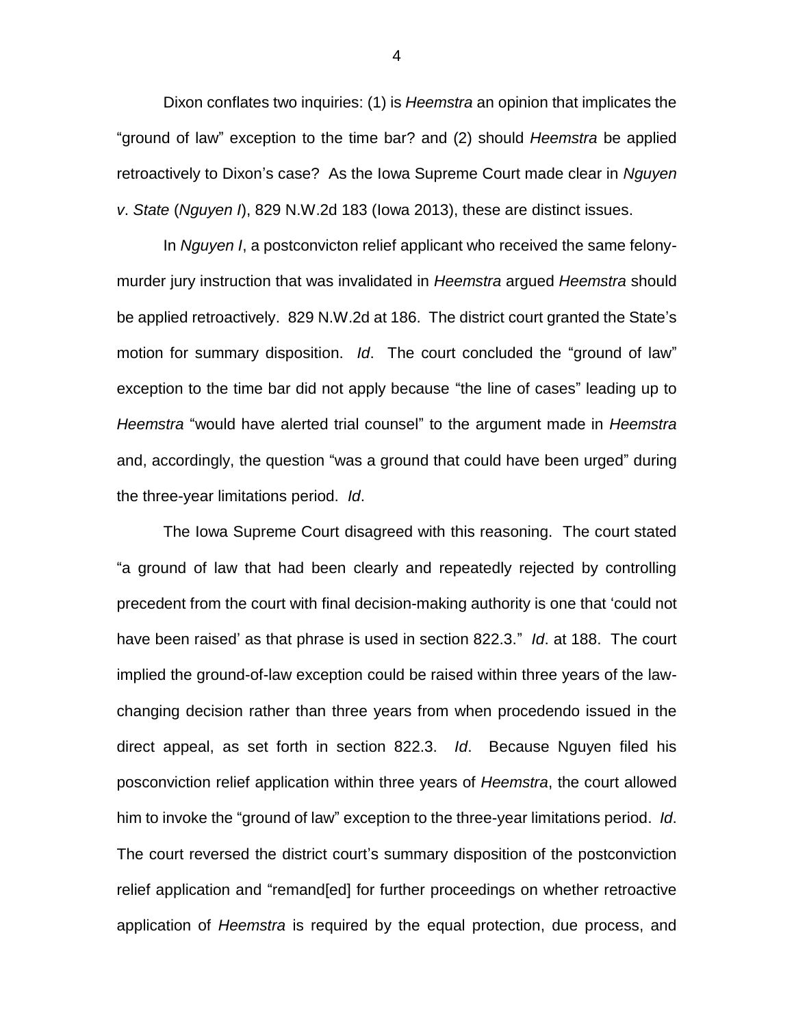Dixon conflates two inquiries: (1) is *Heemstra* an opinion that implicates the "ground of law" exception to the time bar? and (2) should *Heemstra* be applied retroactively to Dixon's case? As the Iowa Supreme Court made clear in *Nguyen v. State* (*Nguyen I*), 829 N.W.2d 183 (Iowa 2013), these are distinct issues.

In *Nguyen I*, a postconvicton relief applicant who received the same felony-murder jury instruction that was invalidated in *Heemstra* argued *Heemstra* should be applied retroactively. 829 N.W.2d at 186. The district court granted the State's motion for summary disposition. *Id*. The court concluded the "ground of law" exception to the time bar did not apply because "the line of cases" leading up to *Heemstra* "would have alerted trial counsel" to the argument made in *Heemstra* and, accordingly, the question "was a ground that could have been urged" during the three-year limitations period. *Id*.

The Iowa Supreme Court disagreed with this reasoning. The court stated "a ground of law that had been clearly and repeatedly rejected by controlling precedent from the court with final decision-making authority is one that 'could not have been raised' as that phrase is used in section 822.3." *Id*. at 188. The court implied the ground-of-law exception could be raised within three years of the law-changing decision rather than three years from when procedendo issued in the direct appeal, as set forth in section 822.3. *Id*. Because Nguyen filed his posconviction relief application within three years of *Heemstra*, the court allowed him to invoke the "ground of law" exception to the three-year limitations period. *Id*. The court reversed the district court's summary disposition of the postconviction relief application and "remand[ed] for further proceedings on whether retroactive application of *Heemstra* is required by the equal protection, due process, and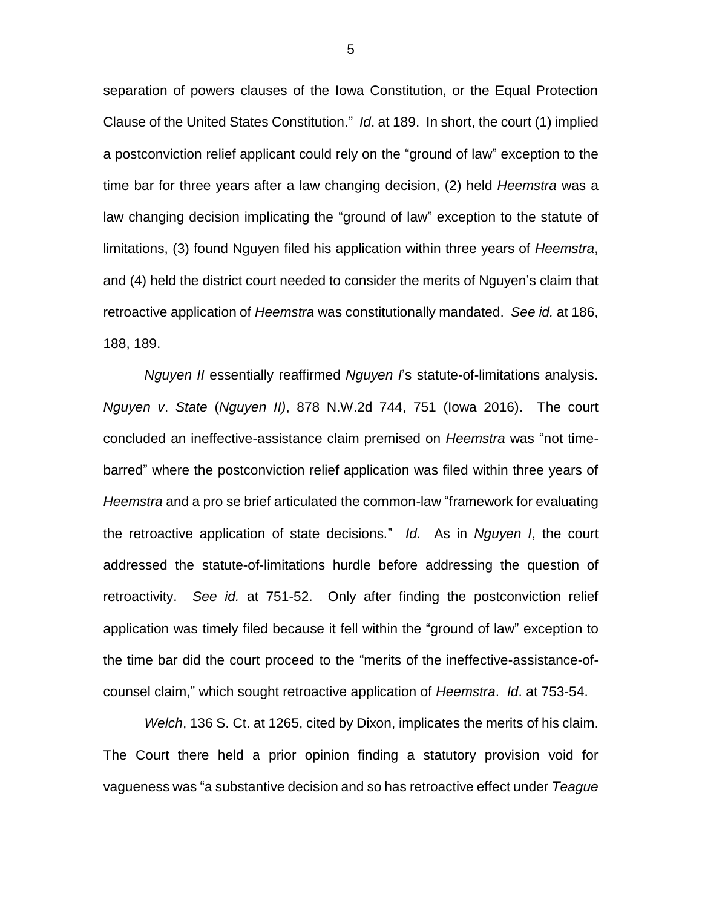separation of powers clauses of the Iowa Constitution, or the Equal Protection Clause of the United States Constitution." *Id*. at 189. In short, the court (1) implied a postconviction relief applicant could rely on the "ground of law" exception to the time bar for three years after a law changing decision, (2) held *Heemstra* was a law changing decision implicating the "ground of law" exception to the statute of limitations, (3) found Nguyen filed his application within three years of *Heemstra*, and (4) held the district court needed to consider the merits of Nguyen's claim that retroactive application of *Heemstra* was constitutionally mandated. *See id.* at 186, 188, 189.

*Nguyen II* essentially reaffirmed *Nguyen I*'s statute-of-limitations analysis. *Nguyen v*. *State* (*Nguyen II)*, 878 N.W.2d 744, 751 (Iowa 2016). The court concluded an ineffective-assistance claim premised on *Heemstra* was "not time-barred" where the postconviction relief application was filed within three years of *Heemstra* and a pro se brief articulated the common-law "framework for evaluating the retroactive application of state decisions." *Id.* As in *Nguyen I*, the court addressed the statute-of-limitations hurdle before addressing the question of retroactivity. *See id.* at 751-52. Only after finding the postconviction relief application was timely filed because it fell within the "ground of law" exception to the time bar did the court proceed to the "merits of the ineffective-assistance-of-counsel claim," which sought retroactive application of *Heemstra*. *Id*. at 753-54.

*Welch*, 136 S. Ct. at 1265, cited by Dixon, implicates the merits of his claim. The Court there held a prior opinion finding a statutory provision void for vagueness was "a substantive decision and so has retroactive effect under *Teague*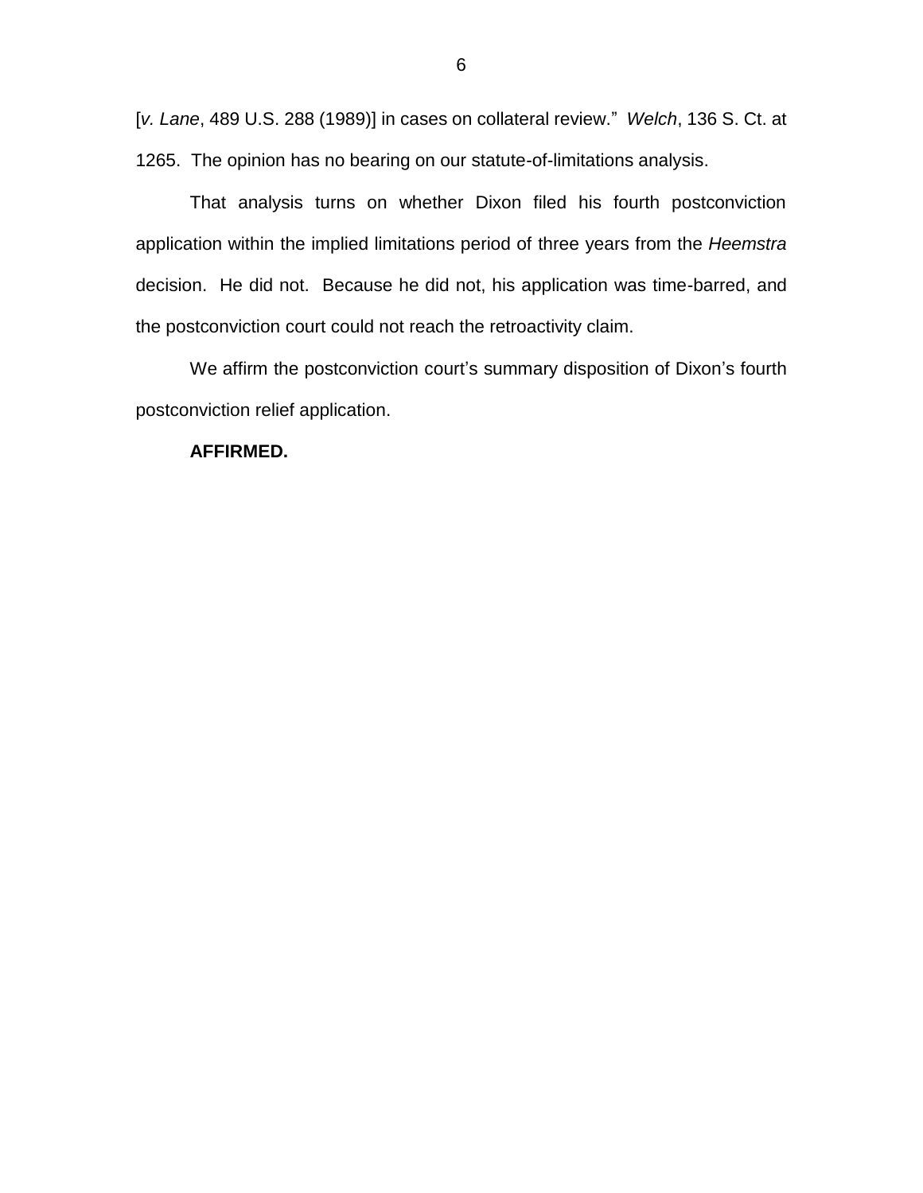[*v. Lane*, 489 U.S. 288 (1989)] in cases on collateral review." *Welch*, 136 S. Ct. at 1265. The opinion has no bearing on our statute-of-limitations analysis.

That analysis turns on whether Dixon filed his fourth postconviction application within the implied limitations period of three years from the *Heemstra* decision. He did not. Because he did not, his application was time-barred, and the postconviction court could not reach the retroactivity claim.

We affirm the postconviction court's summary disposition of Dixon's fourth postconviction relief application.

**AFFIRMED.**